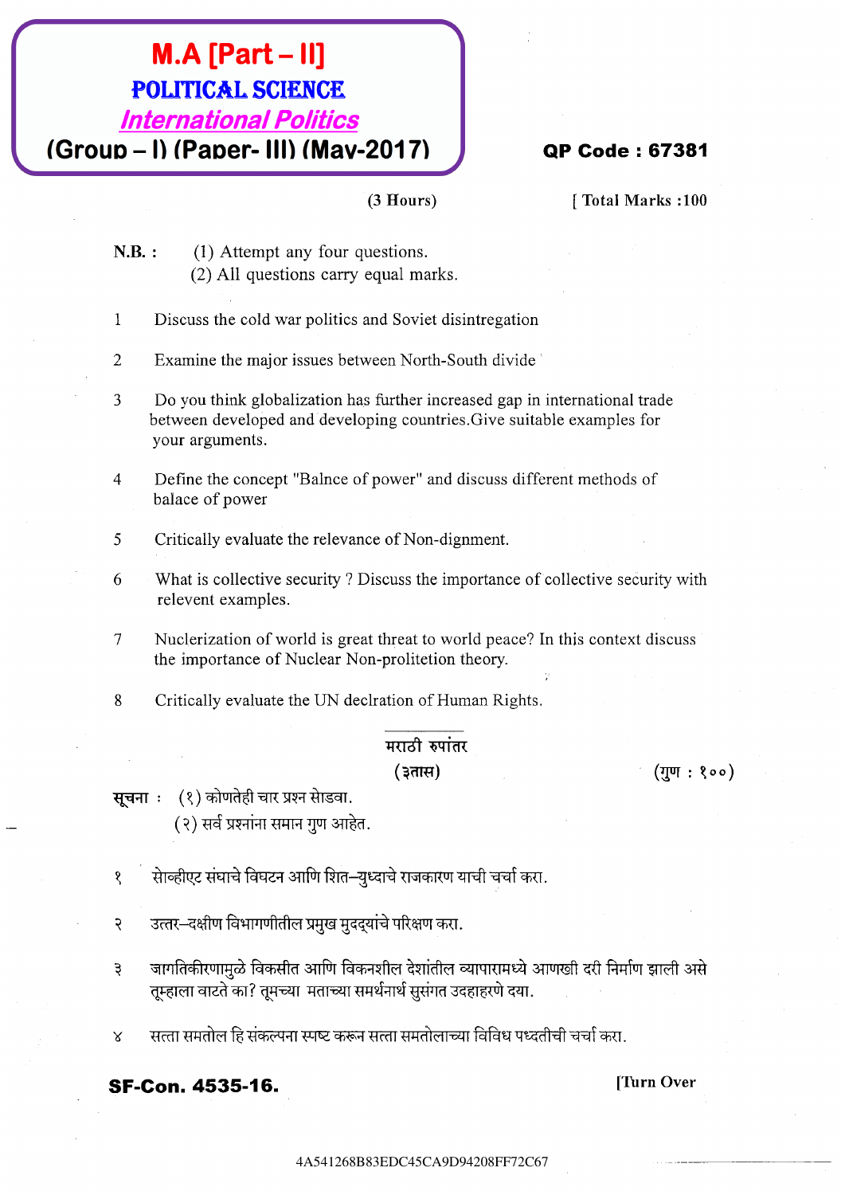# M.A [Part – II]
## POLITICAL SCIENCE
### *International Politics*
### (Group – I) (Paper- III) (May-2017)

**QP Code : 67381**

(3 Hours) [ Total Marks :100

N.B. : (1) Attempt any four questions.
(2) All questions carry equal marks.

1 Discuss the cold war politics and Soviet disintregation

2 Examine the major issues between North-South divide

3 Do you think globalization has further increased gap in international trade between developed and developing countries.Give suitable examples for your arguments.

4 Define the concept "Balnce of power" and discuss different methods of balace of power

5 Critically evaluate the relevance of Non-dignment.

6 What is collective security ? Discuss the importance of collective security with relevent examples.

7 Nuclerization of world is great threat to world peace? In this context discuss the importance of Nuclear Non-prolitetion theory.

8 Critically evaluate the UN declration of Human Rights.

---

मराठी रुपांतर

(३तास) (गुण : १००)

सूचना : (१) कोणतेही चार प्रश्न सोडवा.
(२) सर्व प्रश्नांना समान गुण आहेत.

१ सोव्हीएट संघाचे विघटन आणि शित–युध्दाचे राजकारण याची चर्चा करा.

२ उत्तर–दक्षीण विभागणीतील प्रमुख मुदद्यांचे परिक्षण करा.

३ जागतिकीरणामुळे विकसीत आणि विकनशील देशांतील व्यापारामध्ये आणखी दरी निर्माण झाली असे तूम्हाला वाटते का? तूमच्या मताच्या समर्थनार्थ सुसंगत उदहारणे दया.

४ सत्ता समतोल हि संकल्पना स्पष्ट करून सत्ता समतोलाच्या विविध पध्दतीची चर्चा करा.

**SF-Con. 4535-16.** [Turn Over

4A541268B83EDC45CA9D94208FF72C67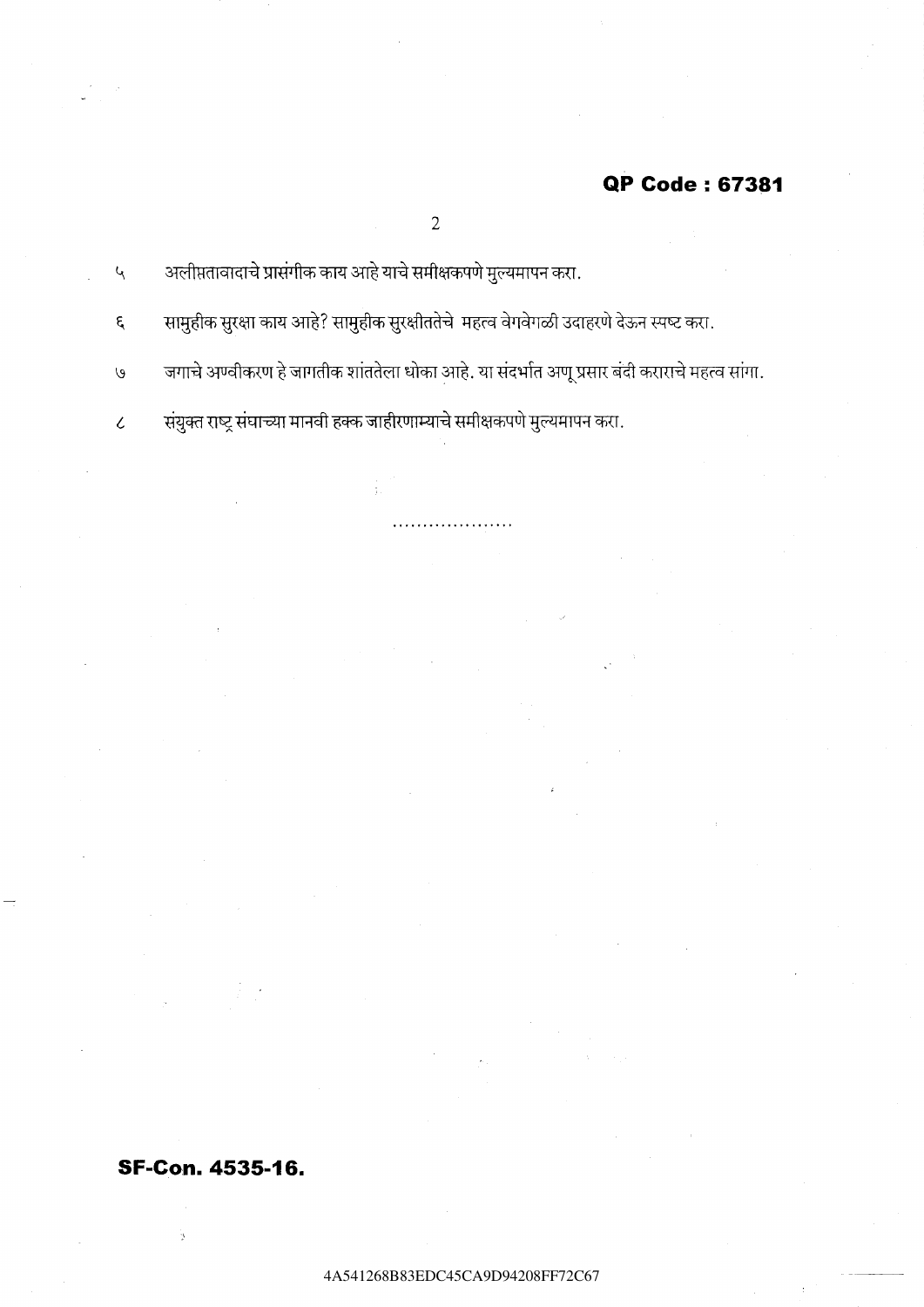QP Code : 67381

५ अलीप्ततावादाचे प्रासंगीक काय आहे याचे समीक्षकपणे मुल्यमापन करा.

६ सामुहीक सुरक्षा काय आहे? सामुहीक सुरक्षीततेचे महत्व वेगवेगळी उदाहरणे देऊन स्पष्ट करा.

७ जगाचे अण्वीकरण हे जागतीक शांततेला धोका आहे. या संदर्भात अणू प्रसार बंदी कराराचे महत्व सांगा.

८ संयुक्त राष्ट्र संघाच्या मानवी हक्क जाहीरणाम्याचे समीक्षकपणे मुल्यमापन करा.

....................

SF-Con. 4535-16.

4A541268B83EDC45CA9D94208FF72C67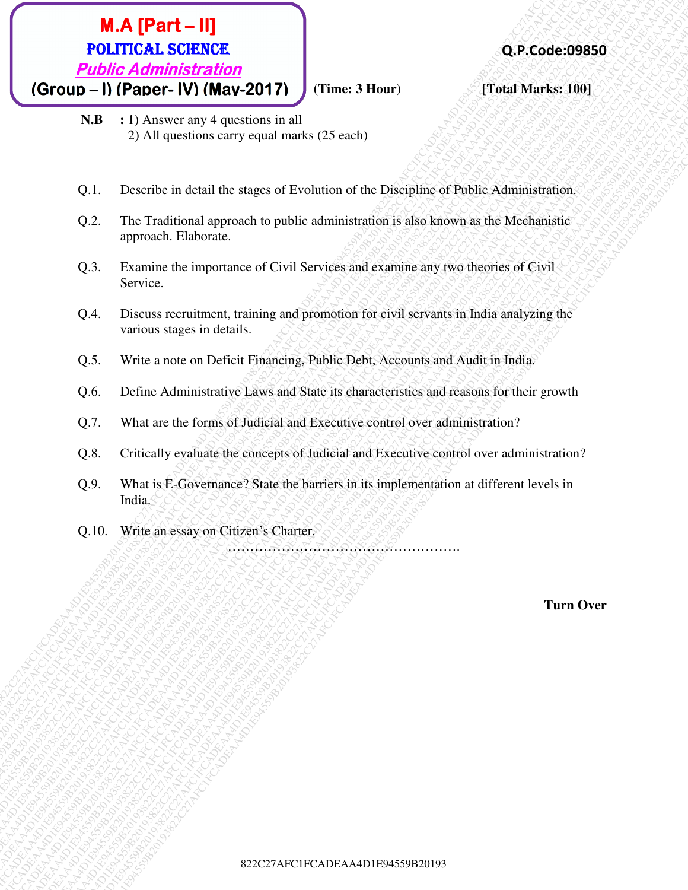# M.A [Part – II]

## POLITICAL SCIENCE

### *Public Administration*

**(Group – I) (Paper- IV) (May-2017)**

**Q.P.Code:09850**

**(Time: 3 Hour)** **[Total Marks: 100]**

**N.B** **:** 1) Answer any 4 questions in all
2) All questions carry equal marks (25 each)

Q.1. Describe in detail the stages of Evolution of the Discipline of Public Administration.

Q.2. The Traditional approach to public administration is also known as the Mechanistic approach. Elaborate.

Q.3. Examine the importance of Civil Services and examine any two theories of Civil Service.

Q.4. Discuss recruitment, training and promotion for civil servants in India analyzing the various stages in details.

Q.5. Write a note on Deficit Financing, Public Debt, Accounts and Audit in India.

Q.6. Define Administrative Laws and State its characteristics and reasons for their growth

Q.7. What are the forms of Judicial and Executive control over administration?

Q.8. Critically evaluate the concepts of Judicial and Executive control over administration?

Q.9. What is E-Governance? State the barriers in its implementation at different levels in India.

Q.10. Write an essay on Citizen's Charter.

…………………………………………….

**Turn Over**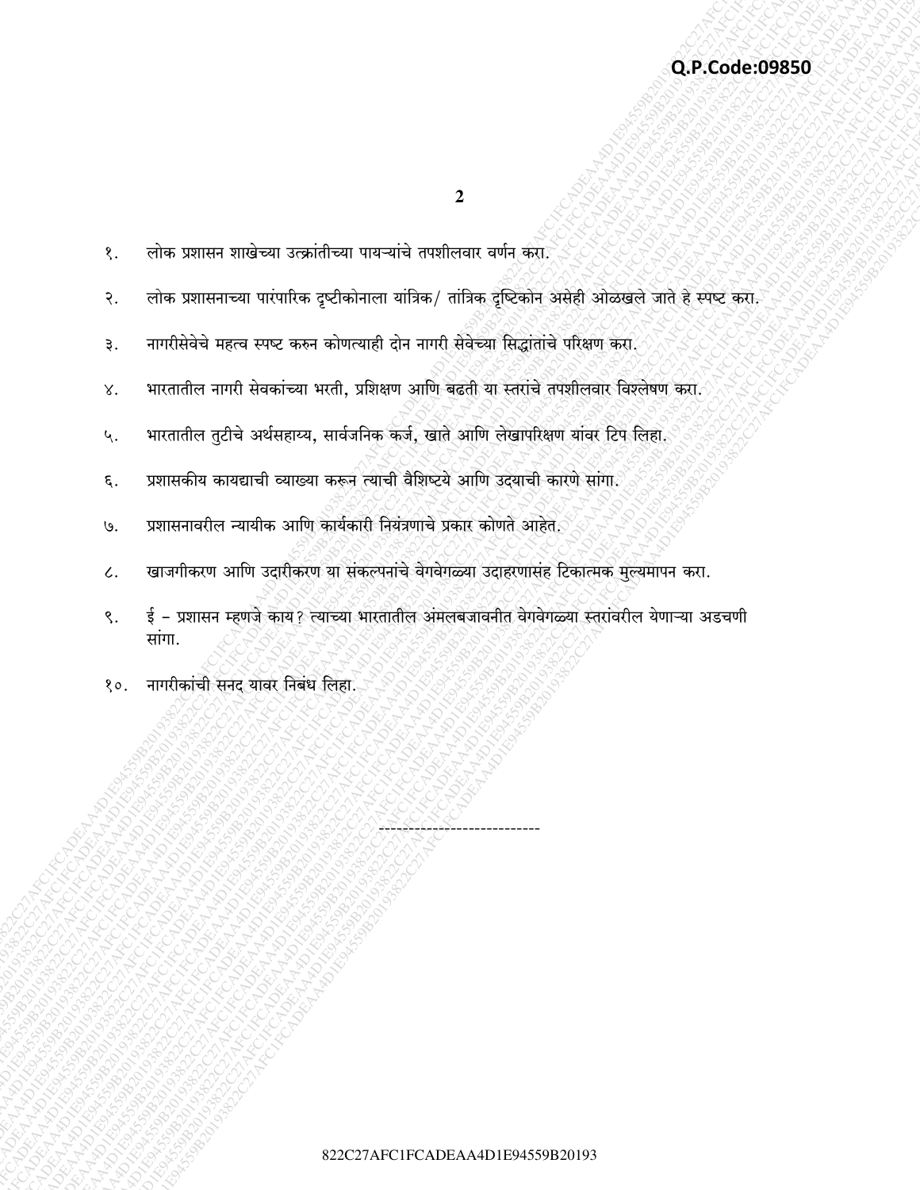१. लोक प्रशासन शाखेच्या उत्क्रांतीच्या पायऱ्यांचे तपशीलवार वर्णन करा.

२. लोक प्रशासनाच्या पारंपारिक दृष्टीकोनाला यांत्रिक/ तांत्रिक दृष्टिकोन असेही ओळखले जाते हे स्पष्ट करा.

३. नागरीसेवेचे महत्व स्पष्ट करुन कोणत्याही दोन नागरी सेवेच्या सिद्धांतांचे परिक्षण करा.

४. भारतातील नागरी सेवकांच्या भरती, प्रशिक्षण आणि बढती या स्तरांचे तपशीलवार विश्लेषण करा.

५. भारतातील तुटीचे अर्थसहाय्य, सार्वजनिक कर्ज, खाते आणि लेखापरिक्षण यांवर टिप लिहा.

६. प्रशासकीय कायद्याची व्याख्या करून त्याची वैशिष्ट्ये आणि उदयाची कारणे सांगा.

७. प्रशासनावरील न्यायीक आणि कार्यकारी नियंत्रणाचे प्रकार कोणते आहेत.

८. खाजगीकरण आणि उदारीकरण या संकल्पनांचे वेगवेगळ्या उदाहरणासंह टिकात्मक मुल्यमापन करा.

९. ई – प्रशासन म्हणजे काय? त्याच्या भारतातील अंमलबजावनीत वेगवेगळ्या स्तरांवरील येणाऱ्या अडचणी सांगा.

१०. नागरीकांची सनद यावर निबंध लिहा.

---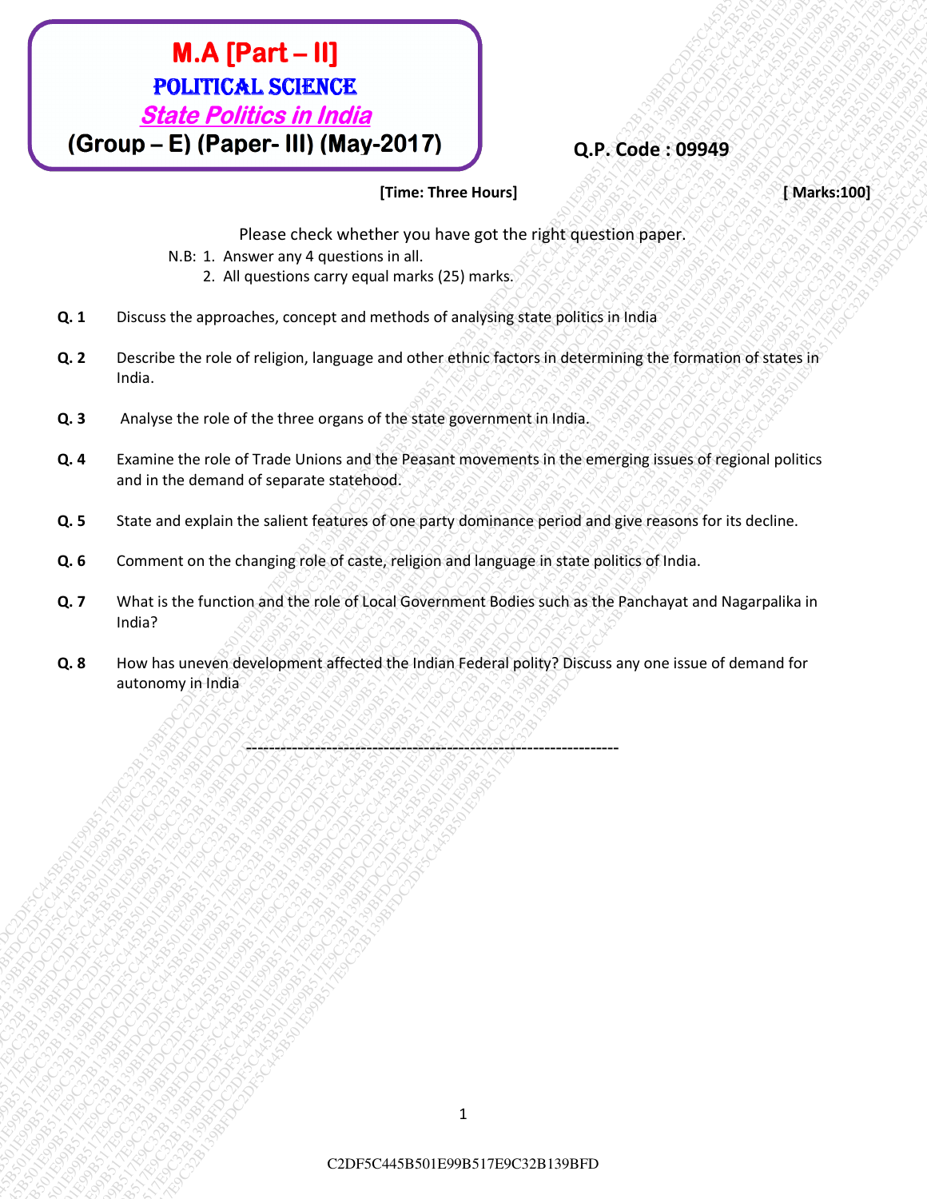# M.A [Part – II]

## POLITICAL SCIENCE

## *State Politics in India*

## (Group – E) (Paper- III) (May-2017)

**Q.P. Code : 09949**

**[Time: Three Hours]** **[ Marks:100]**

Please check whether you have got the right question paper.

N.B: 1. Answer any 4 questions in all.
2. All questions carry equal marks (25) marks.

**Q. 1** Discuss the approaches, concept and methods of analysing state politics in India

**Q. 2** Describe the role of religion, language and other ethnic factors in determining the formation of states in India.

**Q. 3** Analyse the role of the three organs of the state government in India.

**Q. 4** Examine the role of Trade Unions and the Peasant movements in the emerging issues of regional politics and in the demand of separate statehood.

**Q. 5** State and explain the salient features of one party dominance period and give reasons for its decline.

**Q. 6** Comment on the changing role of caste, religion and language in state politics of India.

**Q. 7** What is the function and the role of Local Government Bodies such as the Panchayat and Nagarpalika in India?

**Q. 8** How has uneven development affected the Indian Federal polity? Discuss any one issue of demand for autonomy in India

---

C2DF5C445B501E99B517E9C32B139BFD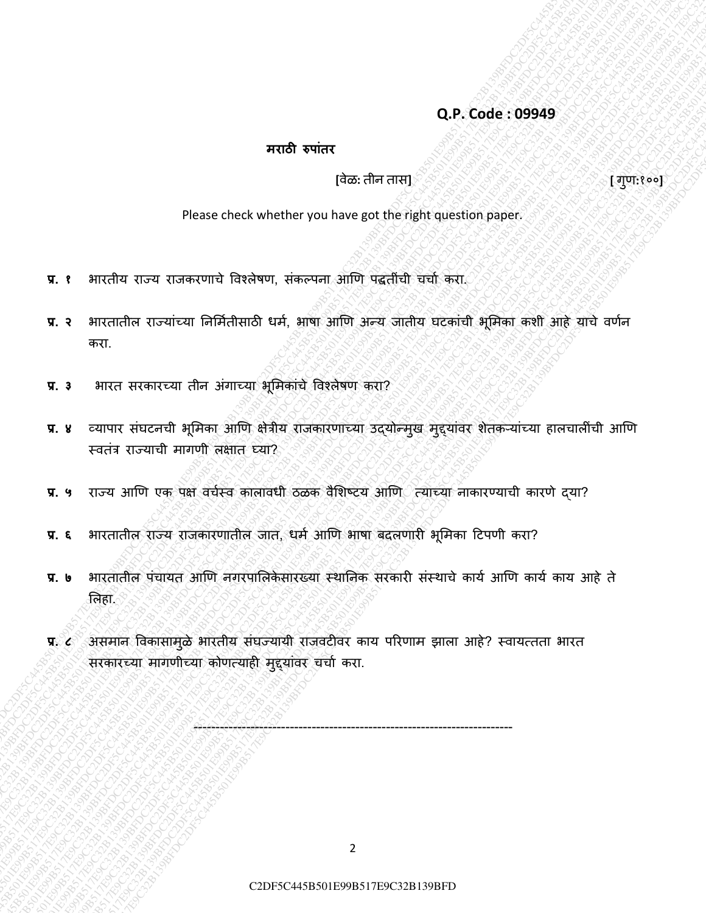**Q.P. Code : 09949**

**मराठी रुपांतर**

[वेळ: तीन तास] [गुण:१००]

Please check whether you have got the right question paper.

**प्र. १** भारतीय राज्य राजकरणाचे विश्लेषण, संकल्पना आणि पद्धतींची चर्चा करा.

**प्र. २** भारतातील राज्यांच्या निर्मितीसाठी धर्म, भाषा आणि अन्य जातीय घटकांची भूमिका कशी आहे याचे वर्णन करा.

**प्र. ३** भारत सरकारच्या तीन अंगाच्या भूमिकांचे विश्लेषण करा?

**प्र. ४** व्यापार संघटनची भूमिका आणि क्षेत्रीय राजकारणाच्या उद्योन्मुख मुद्द्यांवर शेतकऱ्यांच्या हालचालींची आणि स्वतंत्र राज्याची मागणी लक्षात घ्या?

**प्र. ५** राज्य आणि एक पक्ष वर्चस्व कालावधी ठळक वैशिष्टय आणि त्याच्या नाकारण्याची कारणे द्या?

**प्र. ६** भारतातील राज्य राजकारणातील जात, धर्म आणि भाषा बदलणारी भूमिका टिपणी करा?

**प्र. ७** भारतातील पंचायत आणि नगरपालिकेसारख्या स्थानिक सरकारी संस्थाचे कार्य आणि कार्य काय आहे ते लिहा.

**प्र. ८** असमान विकासामुळे भारतीय संघज्यायी राजवटीवर काय परिणाम झाला आहे? स्वायत्तता भारत सरकारच्या मागणीच्या कोणत्याही मुद्द्यांवर चर्चा करा.

-----------------------------------------------------------------------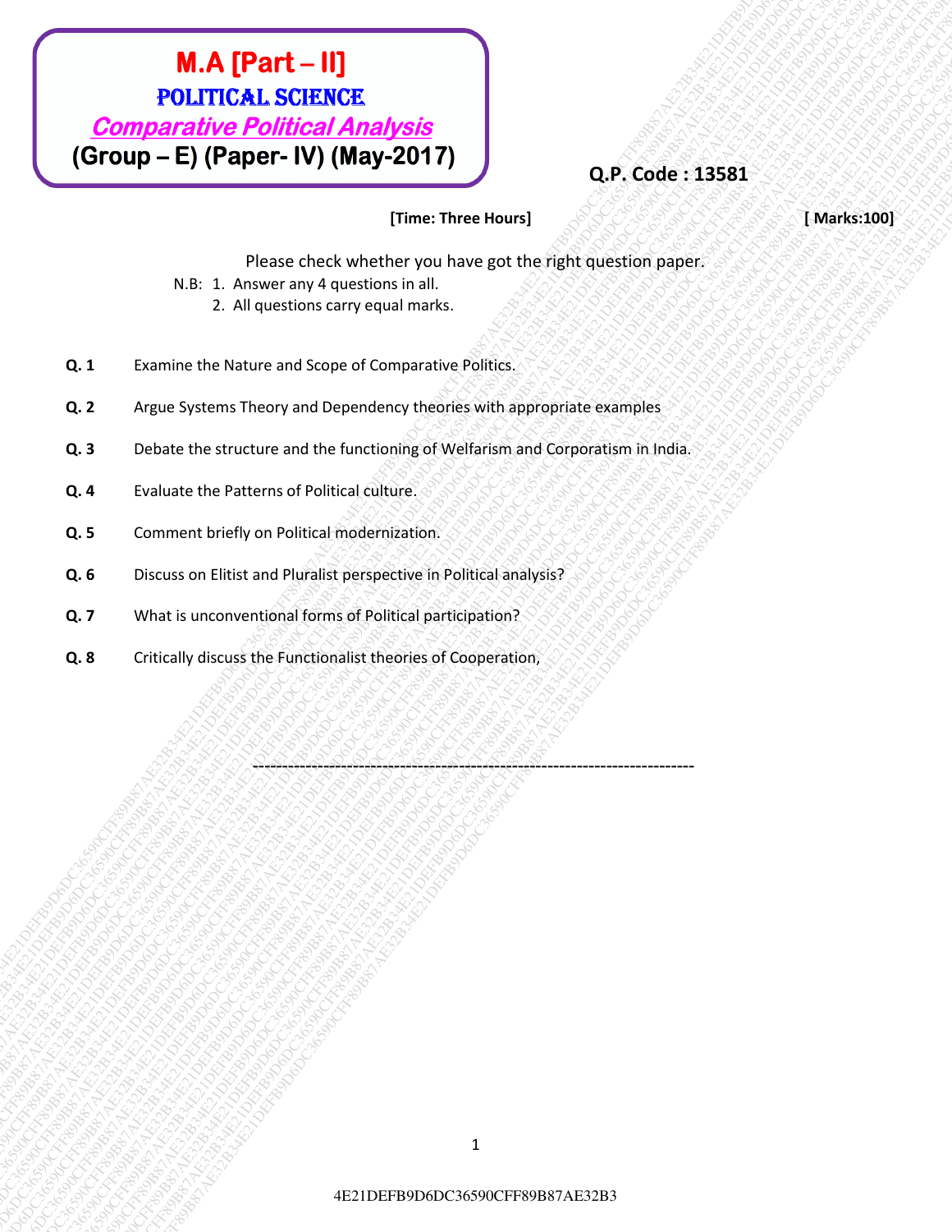# M.A [Part – II]
## POLITICAL SCIENCE
## *Comparative Political Analysis*
## (Group – E) (Paper- IV) (May-2017)

**Q.P. Code : 13581**

**[Time: Three Hours]** **[ Marks:100]**

Please check whether you have got the right question paper.

N.B: 1. Answer any 4 questions in all.
2. All questions carry equal marks.

**Q. 1** Examine the Nature and Scope of Comparative Politics.

**Q. 2** Argue Systems Theory and Dependency theories with appropriate examples

**Q. 3** Debate the structure and the functioning of Welfarism and Corporatism in India.

**Q. 4** Evaluate the Patterns of Political culture.

**Q. 5** Comment briefly on Political modernization.

**Q. 6** Discuss on Elitist and Pluralist perspective in Political analysis?

**Q. 7** What is unconventional forms of Political participation?

**Q. 8** Critically discuss the Functionalist theories of Cooperation,

---------------------------------------------------------------------------

4E21DEFB9D6DC36590CFF89B87AE32B3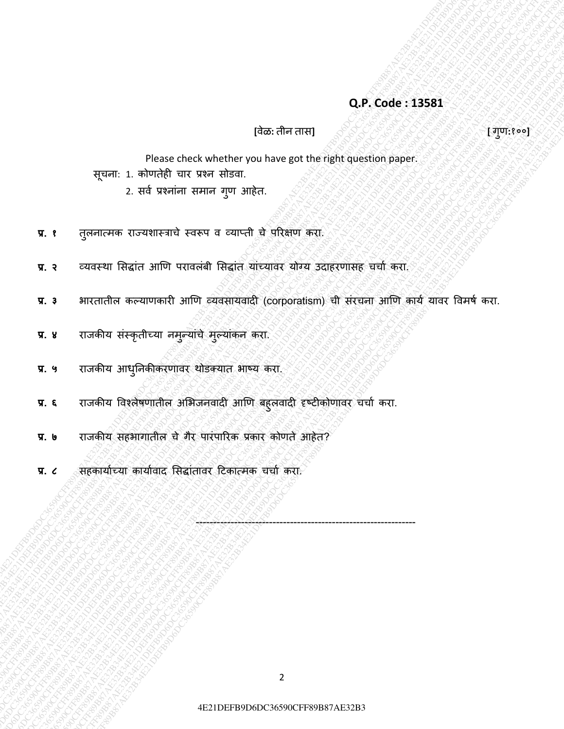**Q.P. Code : 13581**

[वेळ: तीन तास] [गुण:१००]

Please check whether you have got the right question paper.

सूचना: 1. कोणतेही चार प्रश्न सोडवा.
2. सर्व प्रश्नांना समान गुण आहेत.

**प्र. १** तुलनात्मक राज्यशास्त्राचे स्वरूप व व्याप्ती चे परिक्षण करा.

**प्र. २** व्यवस्था सिद्धांत आणि परावलंबी सिद्धांत यांच्यावर योग्य उदाहरणासह चर्चा करा.

**प्र. ३** भारतातील कल्याणकारी आणि व्यवसायवादी (corporatism) ची संरचना आणि कार्य यावर विमर्ष करा.

**प्र. ४** राजकीय संस्कृतीच्या नमुन्यांचे मुल्यांकन करा.

**प्र. ५** राजकीय आधुनिकीकरणावर थोडक्यात भाष्य करा.

**प्र. ६** राजकीय विश्लेषणातील अभिजनवादी आणि बहुलवादी दृष्टीकोणावर चर्चा करा.

**प्र. ७** राजकीय सहभागातील चे गैर पारंपारिक प्रकार कोणते आहेत?

**प्र. ८** सहकार्याच्या कार्यावाद सिद्धांतावर टिकात्मक चर्चा करा.

---